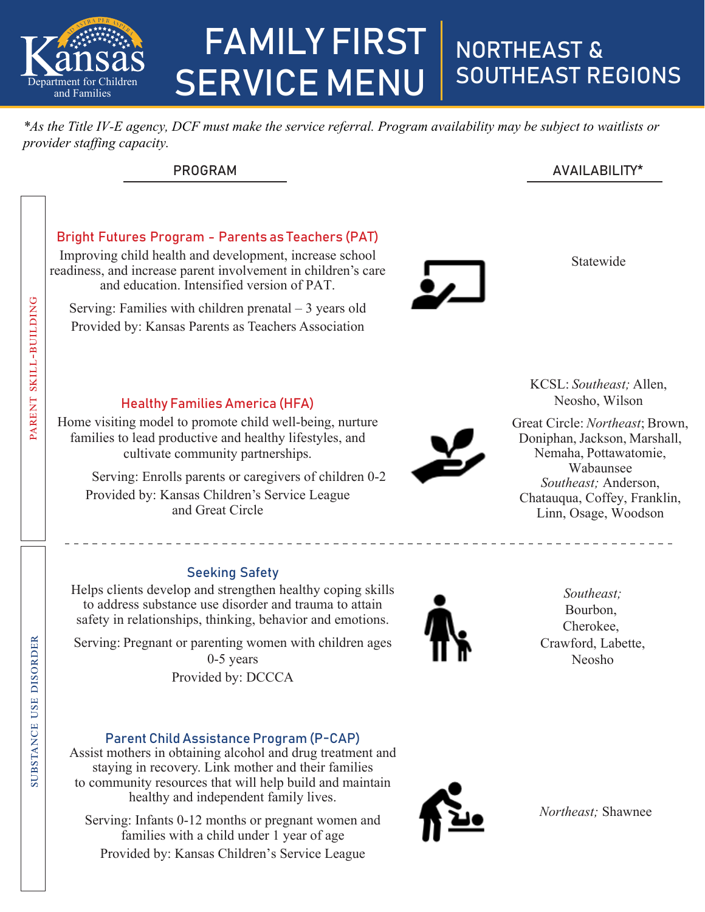# FAMILY FIRST SERVICE MENU

## NORTHEAST & SOUTHEAST REGIONS

Kansas Department for Children and Families

*\*As the Title IV-E agency, DCF must make the service referral. Program availability may be subject to waitlists or provider staffing capacity.*

| | PROGRAM | AVAILABILITY* |
|---|---|---|
| PARENT SKILL-BUILDING | **Bright Futures Program - Parents as Teachers (PAT)**<br>Improving child health and development, increase school readiness, and increase parent involvement in children's care and education. Intensified version of PAT.<br>Serving: Families with children prenatal – 3 years old<br>Provided by: Kansas Parents as Teachers Association | Statewide |
| PARENT SKILL-BUILDING | **Healthy Families America (HFA)**<br>Home visiting model to promote child well-being, nurture families to lead productive and healthy lifestyles, and cultivate community partnerships.<br>Serving: Enrolls parents or caregivers of children 0-2<br>Provided by: Kansas Children's Service League and Great Circle | KCSL: *Southeast;* Allen, Neosho, Wilson<br>Great Circle: *Northeast*; Brown, Doniphan, Jackson, Marshall, Nemaha, Pottawatomie, Wabaunsee<br>*Southeast;* Anderson, Chatauqua, Coffey, Franklin, Linn, Osage, Woodson |
| SUBSTANCE USE DISORDER | **Seeking Safety**<br>Helps clients develop and strengthen healthy coping skills to address substance use disorder and trauma to attain safety in relationships, thinking, behavior and emotions.<br>Serving: Pregnant or parenting women with children ages 0-5 years<br>Provided by: DCCCA | *Southeast;* Bourbon, Cherokee, Crawford, Labette, Neosho |
| SUBSTANCE USE DISORDER | **Parent Child Assistance Program (P-CAP)**<br>Assist mothers in obtaining alcohol and drug treatment and staying in recovery. Link mother and their families to community resources that will help build and maintain healthy and independent family lives.<br>Serving: Infants 0-12 months or pregnant women and families with a child under 1 year of age<br>Provided by: Kansas Children's Service League | *Northeast;* Shawnee |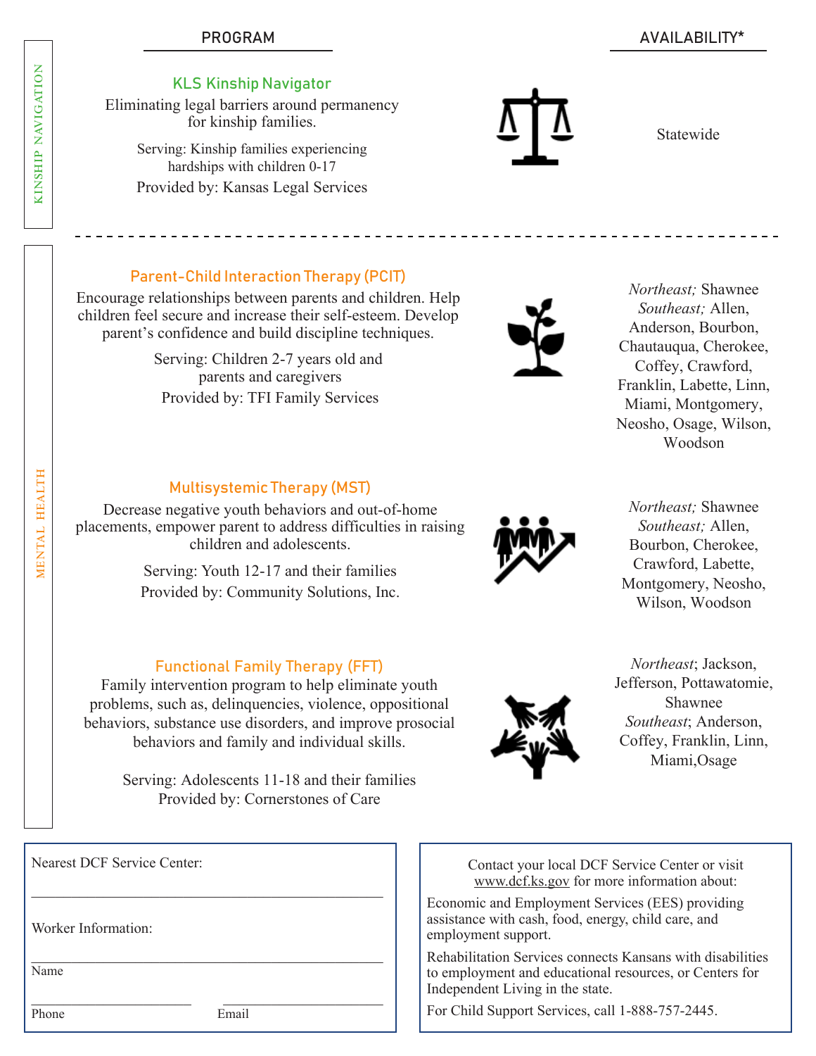| PROGRAM | AVAILABILITY* |
| --- | --- |
| **KINSHIP NAVIGATION** | |
| **KLS Kinship Navigator**<br>Eliminating legal barriers around permanency for kinship families.<br>Serving: Kinship families experiencing hardships with children 0-17<br>Provided by: Kansas Legal Services | Statewide |
| **MENTAL HEALTH** | |
| **Parent-Child Interaction Therapy (PCIT)**<br>Encourage relationships between parents and children. Help children feel secure and increase their self-esteem. Develop parent's confidence and build discipline techniques.<br>Serving: Children 2-7 years old and parents and caregivers<br>Provided by: TFI Family Services | *Northeast;* Shawnee<br>*Southeast;* Allen, Anderson, Bourbon, Chautauqua, Cherokee, Coffey, Crawford, Franklin, Labette, Linn, Miami, Montgomery, Neosho, Osage, Wilson, Woodson |
| **Multisystemic Therapy (MST)**<br>Decrease negative youth behaviors and out-of-home placements, empower parent to address difficulties in raising children and adolescents.<br>Serving: Youth 12-17 and their families<br>Provided by: Community Solutions, Inc. | *Northeast;* Shawnee<br>*Southeast;* Allen, Bourbon, Cherokee, Crawford, Labette, Montgomery, Neosho, Wilson, Woodson |
| **Functional Family Therapy (FFT)**<br>Family intervention program to help eliminate youth problems, such as, delinquencies, violence, oppositional behaviors, substance use disorders, and improve prosocial behaviors and family and individual skills.<br>Serving: Adolescents 11-18 and their families<br>Provided by: Cornerstones of Care | *Northeast*; Jackson, Jefferson, Pottawatomie, Shawnee<br>*Southeast*; Anderson, Coffey, Franklin, Linn, Miami,Osage |

Nearest DCF Service Center:

______________________________

Worker Information:

______________________________
Name

______________ ______________
Phone Email

Contact your local DCF Service Center or visit www.dcf.ks.gov for more information about:

Economic and Employment Services (EES) providing assistance with cash, food, energy, child care, and employment support.

Rehabilitation Services connects Kansans with disabilities to employment and educational resources, or Centers for Independent Living in the state.

For Child Support Services, call 1-888-757-2445.